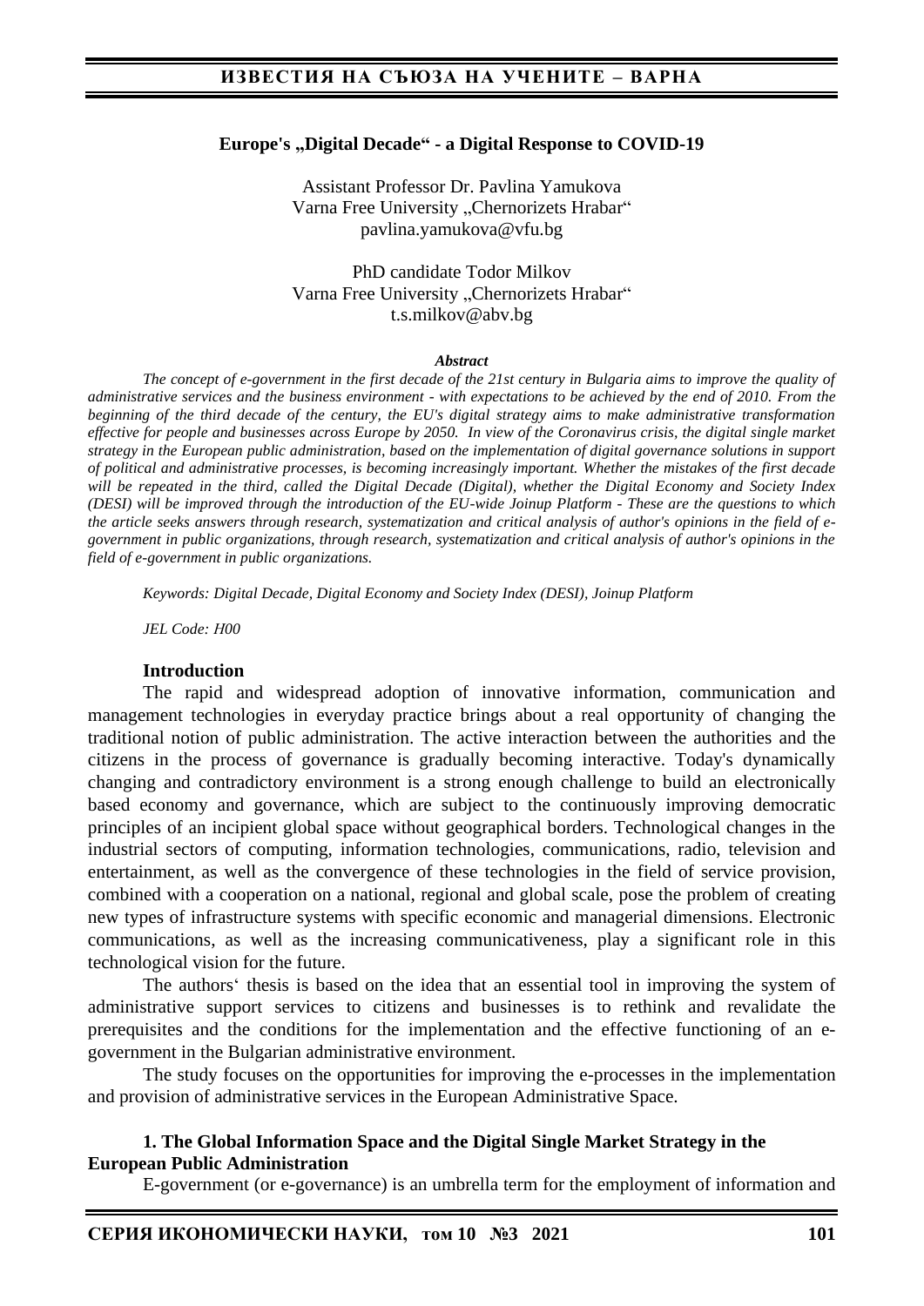## Europe's „Digital Decade“ - a Digital Response to COVID-19

Assistant Professor Dr. Pavlina Yamukova
Varna Free University „Chernorizets Hrabar“
pavlina.yamukova@vfu.bg

PhD candidate Todor Milkov
Varna Free University „Chernorizets Hrabar“
t.s.milkov@abv.bg

***Abstract***

*The concept of e-government in the first decade of the 21st century in Bulgaria aims to improve the quality of administrative services and the business environment - with expectations to be achieved by the end of 2010. From the beginning of the third decade of the century, the EU's digital strategy aims to make administrative transformation effective for people and businesses across Europe by 2050. In view of the Coronavirus crisis, the digital single market strategy in the European public administration, based on the implementation of digital governance solutions in support of political and administrative processes, is becoming increasingly important. Whether the mistakes of the first decade will be repeated in the third, called the Digital Decade (Digital), whether the Digital Economy and Society Index (DESI) will be improved through the introduction of the EU-wide Joinup Platform - These are the questions to which the article seeks answers through research, systematization and critical analysis of author's opinions in the field of e-government in public organizations, through research, systematization and critical analysis of author's opinions in the field of e-government in public organizations.*

*Keywords: Digital Decade, Digital Economy and Society Index (DESI), Joinup Platform*

*JEL Code: H00*

### Introduction

The rapid and widespread adoption of innovative information, communication and management technologies in everyday practice brings about a real opportunity of changing the traditional notion of public administration. The active interaction between the authorities and the citizens in the process of governance is gradually becoming interactive. Today's dynamically changing and contradictory environment is a strong enough challenge to build an electronically based economy and governance, which are subject to the continuously improving democratic principles of an incipient global space without geographical borders. Technological changes in the industrial sectors of computing, information technologies, communications, radio, television and entertainment, as well as the convergence of these technologies in the field of service provision, combined with a cooperation on a national, regional and global scale, pose the problem of creating new types of infrastructure systems with specific economic and managerial dimensions. Electronic communications, as well as the increasing communicativeness, play a significant role in this technological vision for the future.

The authors‘ thesis is based on the idea that an essential tool in improving the system of administrative support services to citizens and businesses is to rethink and revalidate the prerequisites and the conditions for the implementation and the effective functioning of an e-government in the Bulgarian administrative environment.

The study focuses on the opportunities for improving the e-processes in the implementation and provision of administrative services in the European Administrative Space.

### 1. The Global Information Space and the Digital Single Market Strategy in the European Public Administration

E-government (or e-governance) is an umbrella term for the employment of information and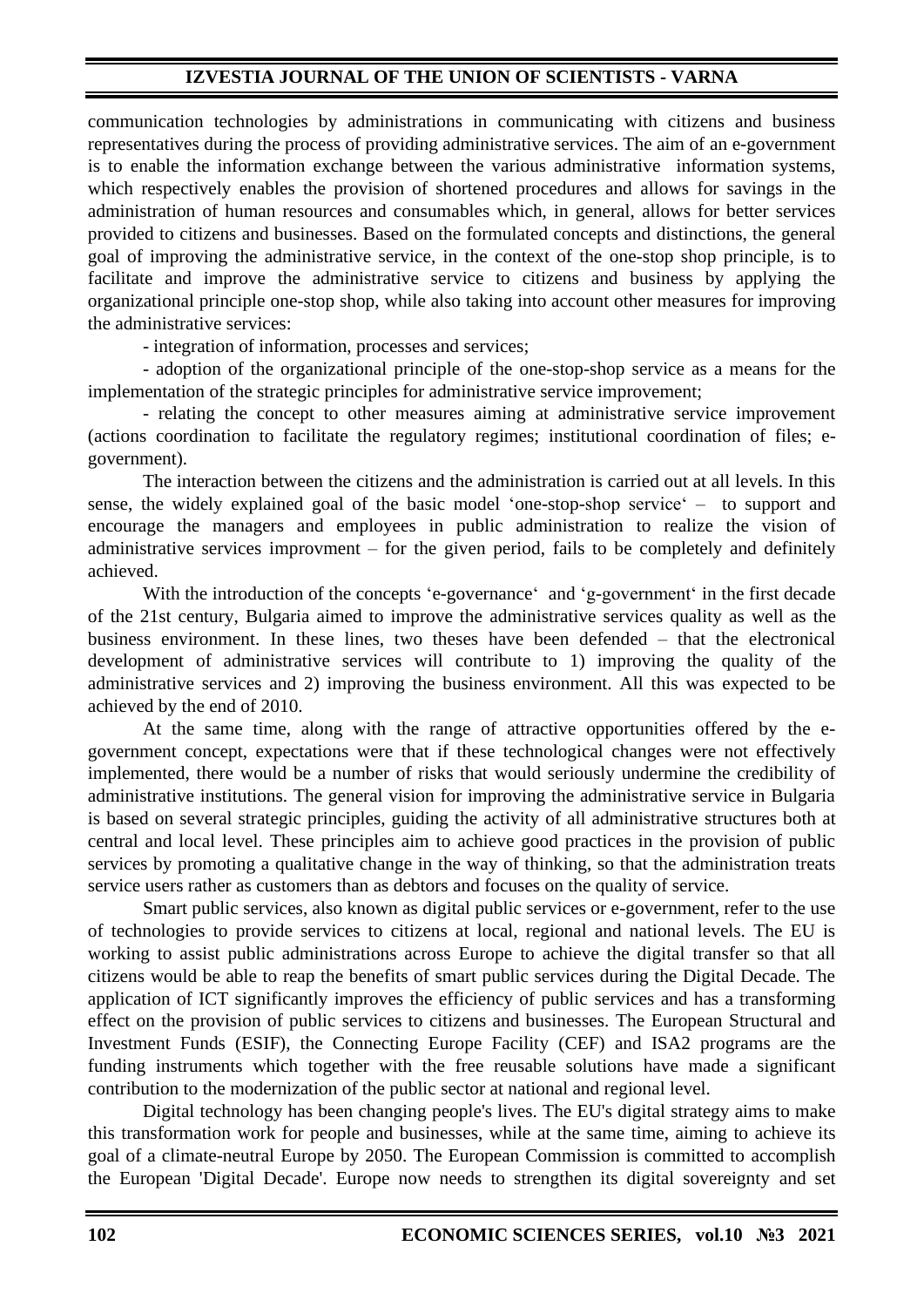communication technologies by administrations in communicating with citizens and business representatives during the process of providing administrative services. The aim of an e-government is to enable the information exchange between the various administrative information systems, which respectively enables the provision of shortened procedures and allows for savings in the administration of human resources and consumables which, in general, allows for better services provided to citizens and businesses. Based on the formulated concepts and distinctions, the general goal of improving the administrative service, in the context of the one-stop shop principle, is to facilitate and improve the administrative service to citizens and business by applying the organizational principle one-stop shop, while also taking into account other measures for improving the administrative services:

- integration of information, processes and services;
- adoption of the organizational principle of the one-stop-shop service as a means for the implementation of the strategic principles for administrative service improvement;
- relating the concept to other measures aiming at administrative service improvement (actions coordination to facilitate the regulatory regimes; institutional coordination of files; e-government).

The interaction between the citizens and the administration is carried out at all levels. In this sense, the widely explained goal of the basic model 'one-stop-shop service' – to support and encourage the managers and employees in public administration to realize the vision of administrative services improvment – for the given period, fails to be completely and definitely achieved.

With the introduction of the concepts 'e-governance' and 'g-government' in the first decade of the 21st century, Bulgaria aimed to improve the administrative services quality as well as the business environment. In these lines, two theses have been defended – that the electronical development of administrative services will contribute to 1) improving the quality of the administrative services and 2) improving the business environment. All this was expected to be achieved by the end of 2010.

At the same time, along with the range of attractive opportunities offered by the e-government concept, expectations were that if these technological changes were not effectively implemented, there would be a number of risks that would seriously undermine the credibility of administrative institutions. The general vision for improving the administrative service in Bulgaria is based on several strategic principles, guiding the activity of all administrative structures both at central and local level. These principles aim to achieve good practices in the provision of public services by promoting a qualitative change in the way of thinking, so that the administration treats service users rather as customers than as debtors and focuses on the quality of service.

Smart public services, also known as digital public services or e-government, refer to the use of technologies to provide services to citizens at local, regional and national levels. The EU is working to assist public administrations across Europe to achieve the digital transfer so that all citizens would be able to reap the benefits of smart public services during the Digital Decade. The application of ICT significantly improves the efficiency of public services and has a transforming effect on the provision of public services to citizens and businesses. The European Structural and Investment Funds (ESIF), the Connecting Europe Facility (CEF) and ISA2 programs are the funding instruments which together with the free reusable solutions have made a significant contribution to the modernization of the public sector at national and regional level.

Digital technology has been changing people's lives. The EU's digital strategy aims to make this transformation work for people and businesses, while at the same time, aiming to achieve its goal of a climate-neutral Europe by 2050. The European Commission is committed to accomplish the European 'Digital Decade'. Europe now needs to strengthen its digital sovereignty and set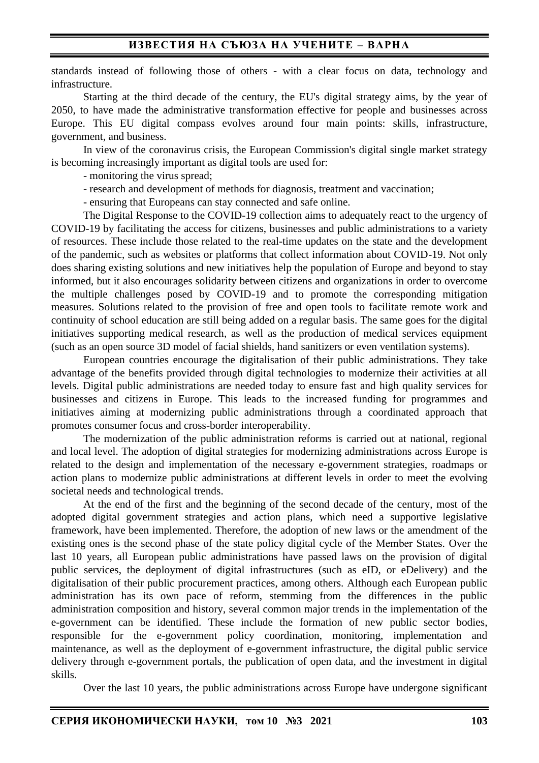standards instead of following those of others - with a clear focus on data, technology and infrastructure.

Starting at the third decade of the century, the EU's digital strategy aims, by the year of 2050, to have made the administrative transformation effective for people and businesses across Europe. This EU digital compass evolves around four main points: skills, infrastructure, government, and business.

In view of the coronavirus crisis, the European Commission's digital single market strategy is becoming increasingly important as digital tools are used for:

- monitoring the virus spread;
- research and development of methods for diagnosis, treatment and vaccination;
- ensuring that Europeans can stay connected and safe online.

The Digital Response to the COVID-19 collection aims to adequately react to the urgency of COVID-19 by facilitating the access for citizens, businesses and public administrations to a variety of resources. These include those related to the real-time updates on the state and the development of the pandemic, such as websites or platforms that collect information about COVID-19. Not only does sharing existing solutions and new initiatives help the population of Europe and beyond to stay informed, but it also encourages solidarity between citizens and organizations in order to overcome the multiple challenges posed by COVID-19 and to promote the corresponding mitigation measures. Solutions related to the provision of free and open tools to facilitate remote work and continuity of school education are still being added on a regular basis. The same goes for the digital initiatives supporting medical research, as well as the production of medical services equipment (such as an open source 3D model of facial shields, hand sanitizers or even ventilation systems).

European countries encourage the digitalisation of their public administrations. They take advantage of the benefits provided through digital technologies to modernize their activities at all levels. Digital public administrations are needed today to ensure fast and high quality services for businesses and citizens in Europe. This leads to the increased funding for programmes and initiatives aiming at modernizing public administrations through a coordinated approach that promotes consumer focus and cross-border interoperability.

The modernization of the public administration reforms is carried out at national, regional and local level. The adoption of digital strategies for modernizing administrations across Europe is related to the design and implementation of the necessary e-government strategies, roadmaps or action plans to modernize public administrations at different levels in order to meet the evolving societal needs and technological trends.

At the end of the first and the beginning of the second decade of the century, most of the adopted digital government strategies and action plans, which need a supportive legislative framework, have been implemented. Therefore, the adoption of new laws or the amendment of the existing ones is the second phase of the state policy digital cycle of the Member States. Over the last 10 years, all European public administrations have passed laws on the provision of digital public services, the deployment of digital infrastructures (such as eID, or eDelivery) and the digitalisation of their public procurement practices, among others. Although each European public administration has its own pace of reform, stemming from the differences in the public administration composition and history, several common major trends in the implementation of the e-government can be identified. These include the formation of new public sector bodies, responsible for the e-government policy coordination, monitoring, implementation and maintenance, as well as the deployment of e-government infrastructure, the digital public service delivery through e-government portals, the publication of open data, and the investment in digital skills.

Over the last 10 years, the public administrations across Europe have undergone significant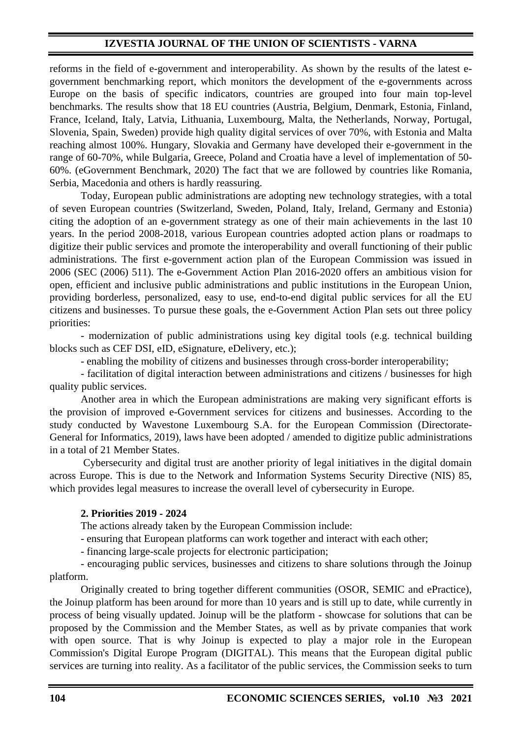reforms in the field of e-government and interoperability. As shown by the results of the latest e-government benchmarking report, which monitors the development of the e-governments across Europe on the basis of specific indicators, countries are grouped into four main top-level benchmarks. The results show that 18 EU countries (Austria, Belgium, Denmark, Estonia, Finland, France, Iceland, Italy, Latvia, Lithuania, Luxembourg, Malta, the Netherlands, Norway, Portugal, Slovenia, Spain, Sweden) provide high quality digital services of over 70%, with Estonia and Malta reaching almost 100%. Hungary, Slovakia and Germany have developed their e-government in the range of 60-70%, while Bulgaria, Greece, Poland and Croatia have a level of implementation of 50-60%. (eGovernment Benchmark, 2020) The fact that we are followed by countries like Romania, Serbia, Macedonia and others is hardly reassuring.

Today, European public administrations are adopting new technology strategies, with a total of seven European countries (Switzerland, Sweden, Poland, Italy, Ireland, Germany and Estonia) citing the adoption of an e-government strategy as one of their main achievements in the last 10 years. In the period 2008-2018, various European countries adopted action plans or roadmaps to digitize their public services and promote the interoperability and overall functioning of their public administrations. The first e-government action plan of the European Commission was issued in 2006 (SEC (2006) 511). The e-Government Action Plan 2016-2020 offers an ambitious vision for open, efficient and inclusive public administrations and public institutions in the European Union, providing borderless, personalized, easy to use, end-to-end digital public services for all the EU citizens and businesses. To pursue these goals, the e-Government Action Plan sets out three policy priorities:

- modernization of public administrations using key digital tools (e.g. technical building blocks such as CEF DSI, eID, eSignature, eDelivery, etc.);
- enabling the mobility of citizens and businesses through cross-border interoperability;
- facilitation of digital interaction between administrations and citizens / businesses for high quality public services.

Another area in which the European administrations are making very significant efforts is the provision of improved e-Government services for citizens and businesses. According to the study conducted by Wavestone Luxembourg S.A. for the European Commission (Directorate-General for Informatics, 2019), laws have been adopted / amended to digitize public administrations in a total of 21 Member States.

Cybersecurity and digital trust are another priority of legal initiatives in the digital domain across Europe. This is due to the Network and Information Systems Security Directive (NIS) 85, which provides legal measures to increase the overall level of cybersecurity in Europe.

## 2. Priorities 2019 - 2024

The actions already taken by the European Commission include:

- ensuring that European platforms can work together and interact with each other;
- financing large-scale projects for electronic participation;
- encouraging public services, businesses and citizens to share solutions through the Joinup platform.

Originally created to bring together different communities (OSOR, SEMIC and ePractice), the Joinup platform has been around for more than 10 years and is still up to date, while currently in process of being visually updated. Joinup will be the platform - showcase for solutions that can be proposed by the Commission and the Member States, as well as by private companies that work with open source. That is why Joinup is expected to play a major role in the European Commission's Digital Europe Program (DIGITAL). This means that the European digital public services are turning into reality. As a facilitator of the public services, the Commission seeks to turn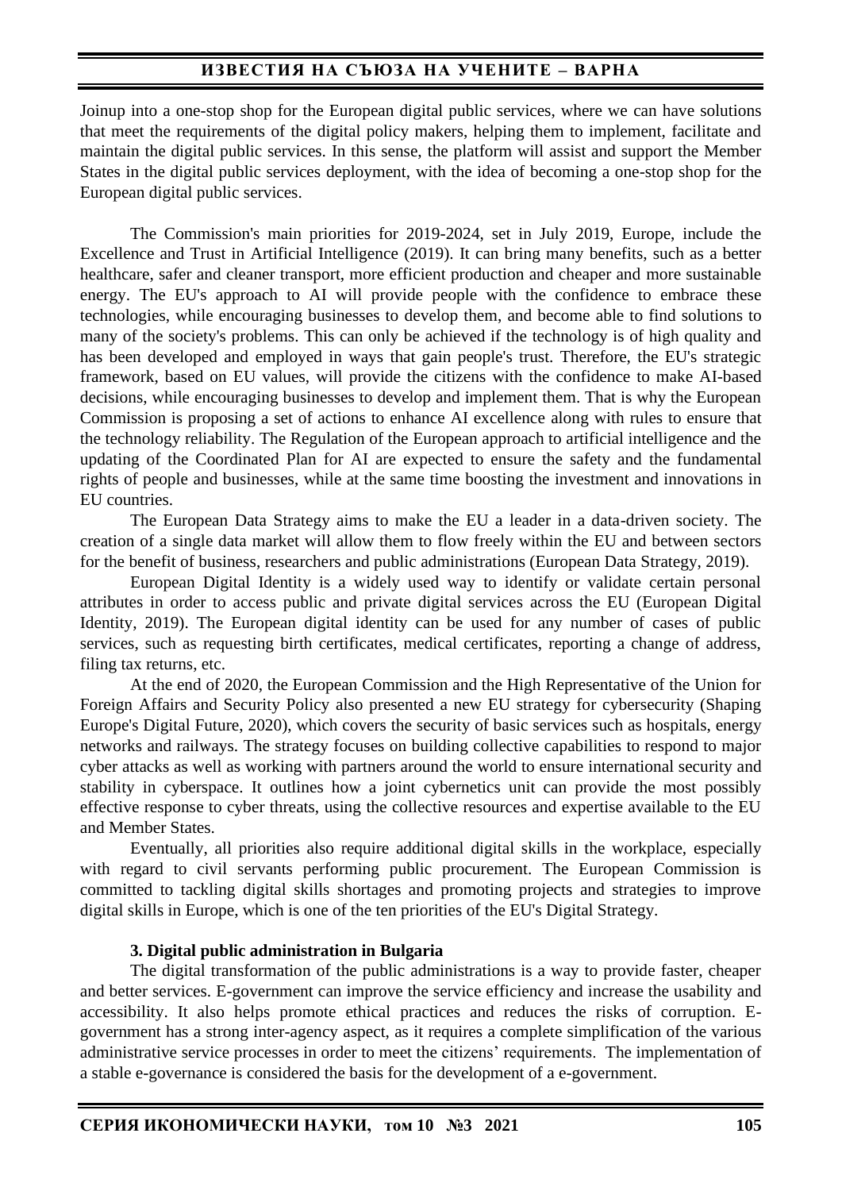Joinup into a one-stop shop for the European digital public services, where we can have solutions that meet the requirements of the digital policy makers, helping them to implement, facilitate and maintain the digital public services. In this sense, the platform will assist and support the Member States in the digital public services deployment, with the idea of becoming a one-stop shop for the European digital public services.

The Commission's main priorities for 2019-2024, set in July 2019, Europe, include the Excellence and Trust in Artificial Intelligence (2019). It can bring many benefits, such as a better healthcare, safer and cleaner transport, more efficient production and cheaper and more sustainable energy. The EU's approach to AI will provide people with the confidence to embrace these technologies, while encouraging businesses to develop them, and become able to find solutions to many of the society's problems. This can only be achieved if the technology is of high quality and has been developed and employed in ways that gain people's trust. Therefore, the EU's strategic framework, based on EU values, will provide the citizens with the confidence to make AI-based decisions, while encouraging businesses to develop and implement them. That is why the European Commission is proposing a set of actions to enhance AI excellence along with rules to ensure that the technology reliability. The Regulation of the European approach to artificial intelligence and the updating of the Coordinated Plan for AI are expected to ensure the safety and the fundamental rights of people and businesses, while at the same time boosting the investment and innovations in EU countries.

The European Data Strategy aims to make the EU a leader in a data-driven society. The creation of a single data market will allow them to flow freely within the EU and between sectors for the benefit of business, researchers and public administrations (European Data Strategy, 2019).

European Digital Identity is a widely used way to identify or validate certain personal attributes in order to access public and private digital services across the EU (European Digital Identity, 2019). The European digital identity can be used for any number of cases of public services, such as requesting birth certificates, medical certificates, reporting a change of address, filing tax returns, etc.

At the end of 2020, the European Commission and the High Representative of the Union for Foreign Affairs and Security Policy also presented a new EU strategy for cybersecurity (Shaping Europe's Digital Future, 2020), which covers the security of basic services such as hospitals, energy networks and railways. The strategy focuses on building collective capabilities to respond to major cyber attacks as well as working with partners around the world to ensure international security and stability in cyberspace. It outlines how a joint cybernetics unit can provide the most possibly effective response to cyber threats, using the collective resources and expertise available to the EU and Member States.

Eventually, all priorities also require additional digital skills in the workplace, especially with regard to civil servants performing public procurement. The European Commission is committed to tackling digital skills shortages and promoting projects and strategies to improve digital skills in Europe, which is one of the ten priorities of the EU's Digital Strategy.

### 3. Digital public administration in Bulgaria

The digital transformation of the public administrations is a way to provide faster, cheaper and better services. E-government can improve the service efficiency and increase the usability and accessibility. It also helps promote ethical practices and reduces the risks of corruption. E-government has a strong inter-agency aspect, as it requires a complete simplification of the various administrative service processes in order to meet the citizens' requirements. The implementation of a stable e-governance is considered the basis for the development of a e-government.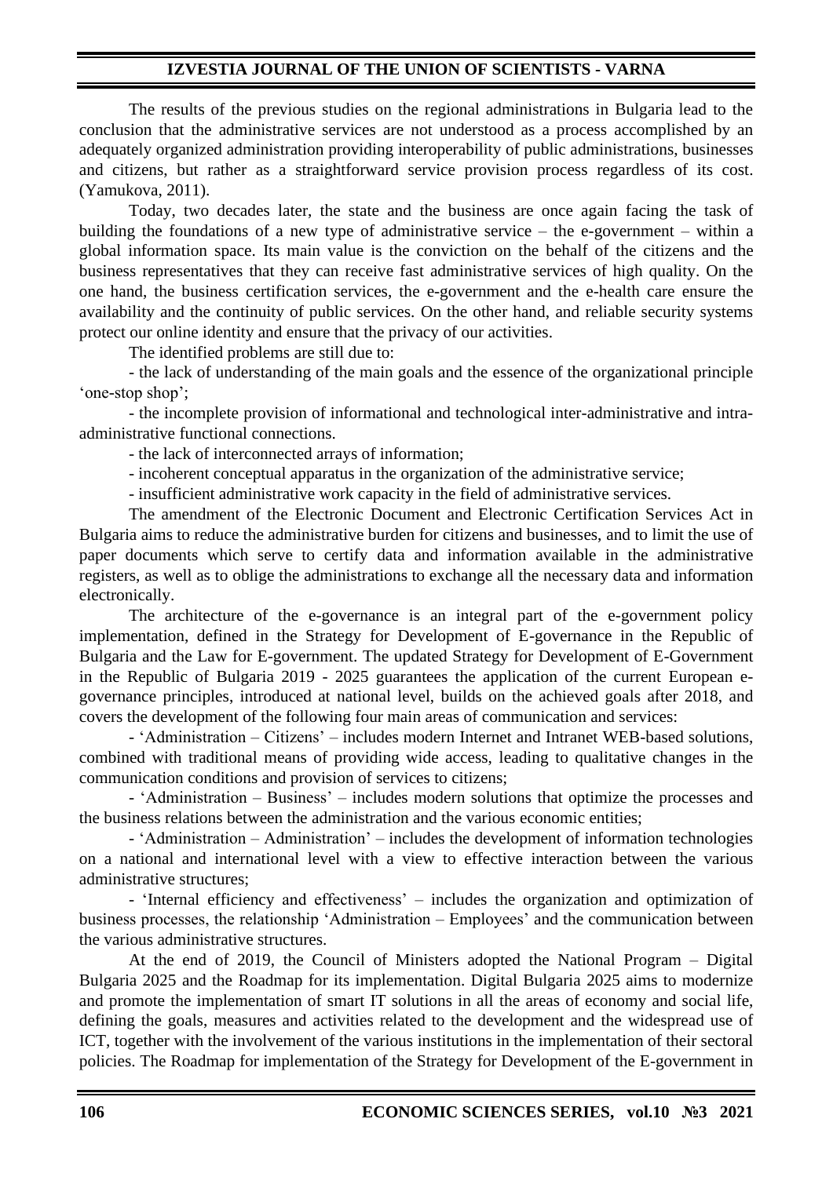The results of the previous studies on the regional administrations in Bulgaria lead to the conclusion that the administrative services are not understood as a process accomplished by an adequately organized administration providing interoperability of public administrations, businesses and citizens, but rather as a straightforward service provision process regardless of its cost. (Yamukova, 2011).

Today, two decades later, the state and the business are once again facing the task of building the foundations of a new type of administrative service – the e-government – within a global information space. Its main value is the conviction on the behalf of the citizens and the business representatives that they can receive fast administrative services of high quality. On the one hand, the business certification services, the e-government and the e-health care ensure the availability and the continuity of public services. On the other hand, and reliable security systems protect our online identity and ensure that the privacy of our activities.

The identified problems are still due to:

- the lack of understanding of the main goals and the essence of the organizational principle 'one-stop shop';
- the incomplete provision of informational and technological inter-administrative and intra-administrative functional connections.
- the lack of interconnected arrays of information;
- incoherent conceptual apparatus in the organization of the administrative service;
- insufficient administrative work capacity in the field of administrative services.

The amendment of the Electronic Document and Electronic Certification Services Act in Bulgaria aims to reduce the administrative burden for citizens and businesses, and to limit the use of paper documents which serve to certify data and information available in the administrative registers, as well as to oblige the administrations to exchange all the necessary data and information electronically.

The architecture of the e-governance is an integral part of the e-government policy implementation, defined in the Strategy for Development of E-governance in the Republic of Bulgaria and the Law for E-government. The updated Strategy for Development of E-Government in the Republic of Bulgaria 2019 - 2025 guarantees the application of the current European e-governance principles, introduced at national level, builds on the achieved goals after 2018, and covers the development of the following four main areas of communication and services:

- 'Administration – Citizens' – includes modern Internet and Intranet WEB-based solutions, combined with traditional means of providing wide access, leading to qualitative changes in the communication conditions and provision of services to citizens;
- 'Administration – Business' – includes modern solutions that optimize the processes and the business relations between the administration and the various economic entities;
- 'Administration – Administration' – includes the development of information technologies on a national and international level with a view to effective interaction between the various administrative structures;
- 'Internal efficiency and effectiveness' – includes the organization and optimization of business processes, the relationship 'Administration – Employees' and the communication between the various administrative structures.

At the end of 2019, the Council of Ministers adopted the National Program – Digital Bulgaria 2025 and the Roadmap for its implementation. Digital Bulgaria 2025 aims to modernize and promote the implementation of smart IT solutions in all the areas of economy and social life, defining the goals, measures and activities related to the development and the widespread use of ICT, together with the involvement of the various institutions in the implementation of their sectoral policies. The Roadmap for implementation of the Strategy for Development of the E-government in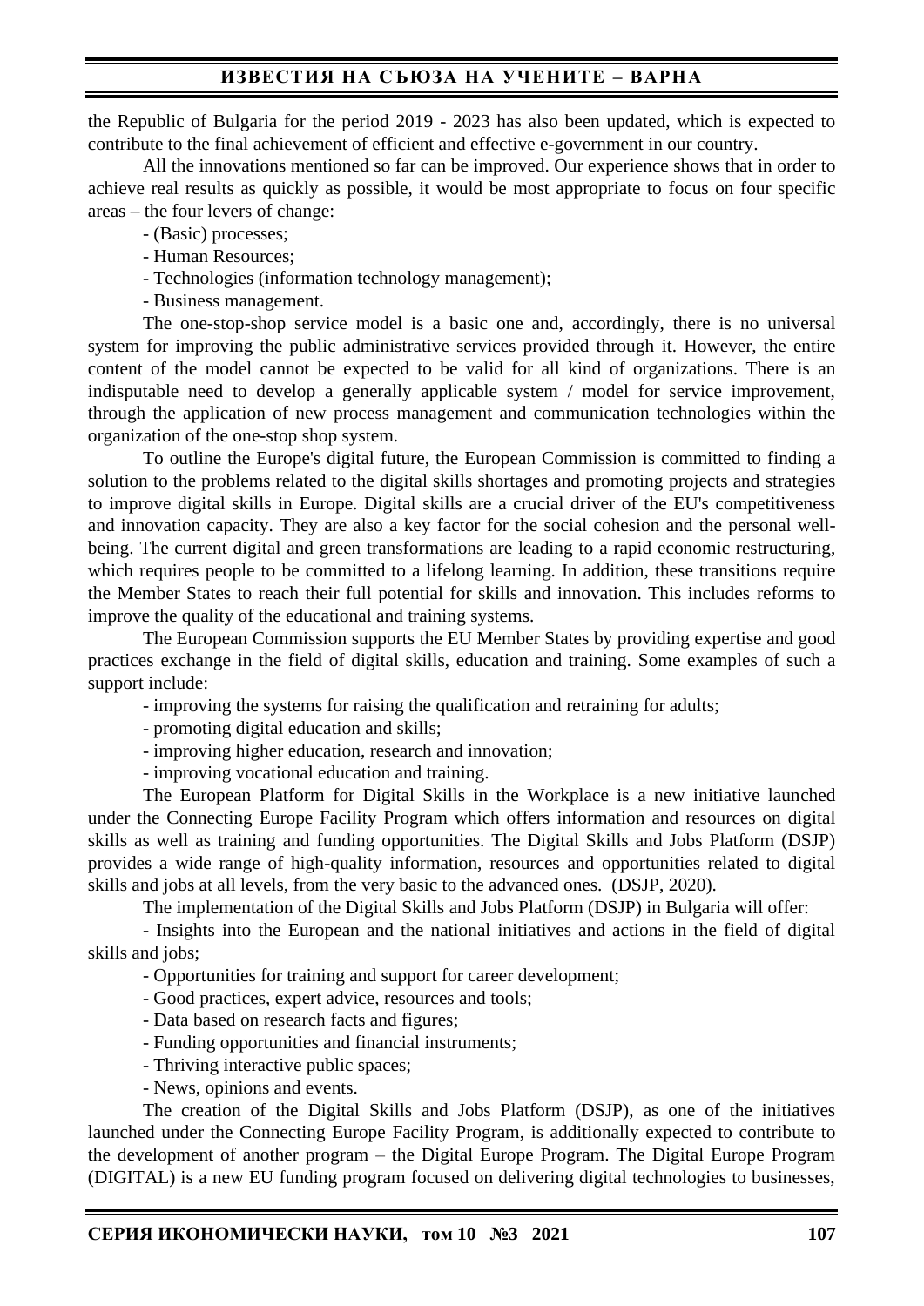the Republic of Bulgaria for the period 2019 - 2023 has also been updated, which is expected to contribute to the final achievement of efficient and effective e-government in our country.

All the innovations mentioned so far can be improved. Our experience shows that in order to achieve real results as quickly as possible, it would be most appropriate to focus on four specific areas – the four levers of change:

- (Basic) processes;
- Human Resources;
- Technologies (information technology management);
- Business management.

The one-stop-shop service model is a basic one and, accordingly, there is no universal system for improving the public administrative services provided through it. However, the entire content of the model cannot be expected to be valid for all kind of organizations. There is an indisputable need to develop a generally applicable system / model for service improvement, through the application of new process management and communication technologies within the organization of the one-stop shop system.

To outline the Europe's digital future, the European Commission is committed to finding a solution to the problems related to the digital skills shortages and promoting projects and strategies to improve digital skills in Europe. Digital skills are a crucial driver of the EU's competitiveness and innovation capacity. They are also a key factor for the social cohesion and the personal well-being. The current digital and green transformations are leading to a rapid economic restructuring, which requires people to be committed to a lifelong learning. In addition, these transitions require the Member States to reach their full potential for skills and innovation. This includes reforms to improve the quality of the educational and training systems.

The European Commission supports the EU Member States by providing expertise and good practices exchange in the field of digital skills, education and training. Some examples of such a support include:

- improving the systems for raising the qualification and retraining for adults;
- promoting digital education and skills;
- improving higher education, research and innovation;
- improving vocational education and training.

The European Platform for Digital Skills in the Workplace is a new initiative launched under the Connecting Europe Facility Program which offers information and resources on digital skills as well as training and funding opportunities. The Digital Skills and Jobs Platform (DSJP) provides a wide range of high-quality information, resources and opportunities related to digital skills and jobs at all levels, from the very basic to the advanced ones. (DSJP, 2020).

The implementation of the Digital Skills and Jobs Platform (DSJP) in Bulgaria will offer:

- Insights into the European and the national initiatives and actions in the field of digital skills and jobs;
- Opportunities for training and support for career development;
- Good practices, expert advice, resources and tools;
- Data based on research facts and figures;
- Funding opportunities and financial instruments;
- Thriving interactive public spaces;
- News, opinions and events.

The creation of the Digital Skills and Jobs Platform (DSJP), as one of the initiatives launched under the Connecting Europe Facility Program, is additionally expected to contribute to the development of another program – the Digital Europe Program. The Digital Europe Program (DIGITAL) is a new EU funding program focused on delivering digital technologies to businesses,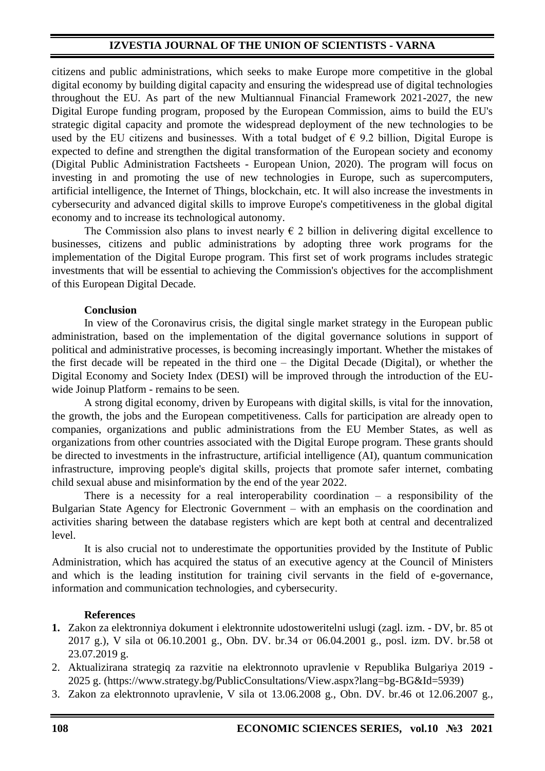citizens and public administrations, which seeks to make Europe more competitive in the global digital economy by building digital capacity and ensuring the widespread use of digital technologies throughout the EU. As part of the new Multiannual Financial Framework 2021-2027, the new Digital Europe funding program, proposed by the European Commission, aims to build the EU's strategic digital capacity and promote the widespread deployment of the new technologies to be used by the EU citizens and businesses. With a total budget of € 9.2 billion, Digital Europe is expected to define and strengthen the digital transformation of the European society and economy (Digital Public Administration Factsheets - European Union, 2020). The program will focus on investing in and promoting the use of new technologies in Europe, such as supercomputers, artificial intelligence, the Internet of Things, blockchain, etc. It will also increase the investments in cybersecurity and advanced digital skills to improve Europe's competitiveness in the global digital economy and to increase its technological autonomy.

The Commission also plans to invest nearly € 2 billion in delivering digital excellence to businesses, citizens and public administrations by adopting three work programs for the implementation of the Digital Europe program. This first set of work programs includes strategic investments that will be essential to achieving the Commission's objectives for the accomplishment of this European Digital Decade.

**Conclusion**

In view of the Coronavirus crisis, the digital single market strategy in the European public administration, based on the implementation of the digital governance solutions in support of political and administrative processes, is becoming increasingly important. Whether the mistakes of the first decade will be repeated in the third one – the Digital Decade (Digital), or whether the Digital Economy and Society Index (DESI) will be improved through the introduction of the EU-wide Joinup Platform - remains to be seen.

A strong digital economy, driven by Europeans with digital skills, is vital for the innovation, the growth, the jobs and the European competitiveness. Calls for participation are already open to companies, organizations and public administrations from the EU Member States, as well as organizations from other countries associated with the Digital Europe program. These grants should be directed to investments in the infrastructure, artificial intelligence (AI), quantum communication infrastructure, improving people's digital skills, projects that promote safer internet, combating child sexual abuse and misinformation by the end of the year 2022.

There is a necessity for a real interoperability coordination – a responsibility of the Bulgarian State Agency for Electronic Government – with an emphasis on the coordination and activities sharing between the database registers which are kept both at central and decentralized level.

It is also crucial not to underestimate the opportunities provided by the Institute of Public Administration, which has acquired the status of an executive agency at the Council of Ministers and which is the leading institution for training civil servants in the field of e-governance, information and communication technologies, and cybersecurity.

**References**

1. Zakon za elektronniya dokument i elektronnite udostoweritelni uslugi (zagl. izm. - DV, br. 85 ot 2017 g.), V sila ot 06.10.2001 g., Obn. DV. br.34 от 06.04.2001 g., posl. izm. DV. br.58 ot 23.07.2019 g.
2. Aktualizirana strategiq za razvitie na elektronnoto upravlenie v Republika Bulgariya 2019 - 2025 g. (https://www.strategy.bg/PublicConsultations/View.aspx?lang=bg-BG&Id=5939)
3. Zakon za elektronnoto upravlenie, V sila ot 13.06.2008 g., Obn. DV. br.46 ot 12.06.2007 g.,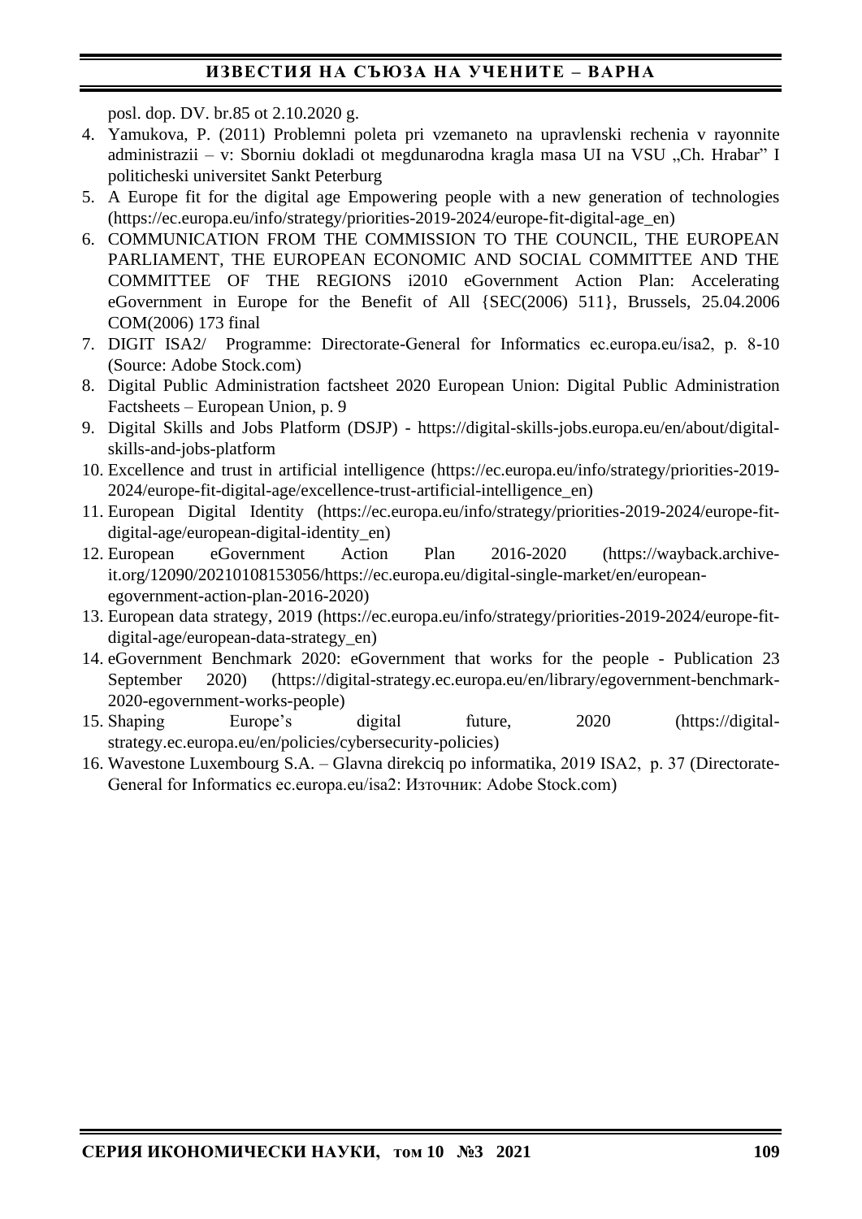posl. dop. DV. br.85 ot 2.10.2020 g.

4. Yamukova, P. (2011) Problemni poleta pri vzemaneto na upravlenski rechenia v rayonnite administrazii – v: Sborniu dokladi ot megdunarodna kragla masa UI na VSU „Ch. Hrabar" I politicheski universitet Sankt Peterburg
5. A Europe fit for the digital age Empowering people with a new generation of technologies (https://ec.europa.eu/info/strategy/priorities-2019-2024/europe-fit-digital-age_en)
6. COMMUNICATION FROM THE COMMISSION TO THE COUNCIL, THE EUROPEAN PARLIAMENT, THE EUROPEAN ECONOMIC AND SOCIAL COMMITTEE AND THE COMMITTEE OF THE REGIONS i2010 eGovernment Action Plan: Accelerating eGovernment in Europe for the Benefit of All {SEC(2006) 511}, Brussels, 25.04.2006 COM(2006) 173 final
7. DIGIT ISA2/ Programme: Directorate-General for Informatics ec.europa.eu/isa2, p. 8-10 (Source: Adobe Stock.com)
8. Digital Public Administration factsheet 2020 European Union: Digital Public Administration Factsheets – European Union, p. 9
9. Digital Skills and Jobs Platform (DSJP) - https://digital-skills-jobs.europa.eu/en/about/digital-skills-and-jobs-platform
10. Excellence and trust in artificial intelligence (https://ec.europa.eu/info/strategy/priorities-2019-2024/europe-fit-digital-age/excellence-trust-artificial-intelligence_en)
11. European Digital Identity (https://ec.europa.eu/info/strategy/priorities-2019-2024/europe-fit-digital-age/european-digital-identity_en)
12. European eGovernment Action Plan 2016-2020 (https://wayback.archive-it.org/12090/20210108153056/https://ec.europa.eu/digital-single-market/en/european-egovernment-action-plan-2016-2020)
13. European data strategy, 2019 (https://ec.europa.eu/info/strategy/priorities-2019-2024/europe-fit-digital-age/european-data-strategy_en)
14. eGovernment Benchmark 2020: eGovernment that works for the people - Publication 23 September 2020) (https://digital-strategy.ec.europa.eu/en/library/egovernment-benchmark-2020-egovernment-works-people)
15. Shaping Europe's digital future, 2020 (https://digital-strategy.ec.europa.eu/en/policies/cybersecurity-policies)
16. Wavestone Luxembourg S.A. – Glavna direkciq po informatika, 2019 ISA2, p. 37 (Directorate-General for Informatics ec.europa.eu/isa2: Източник: Adobe Stock.com)